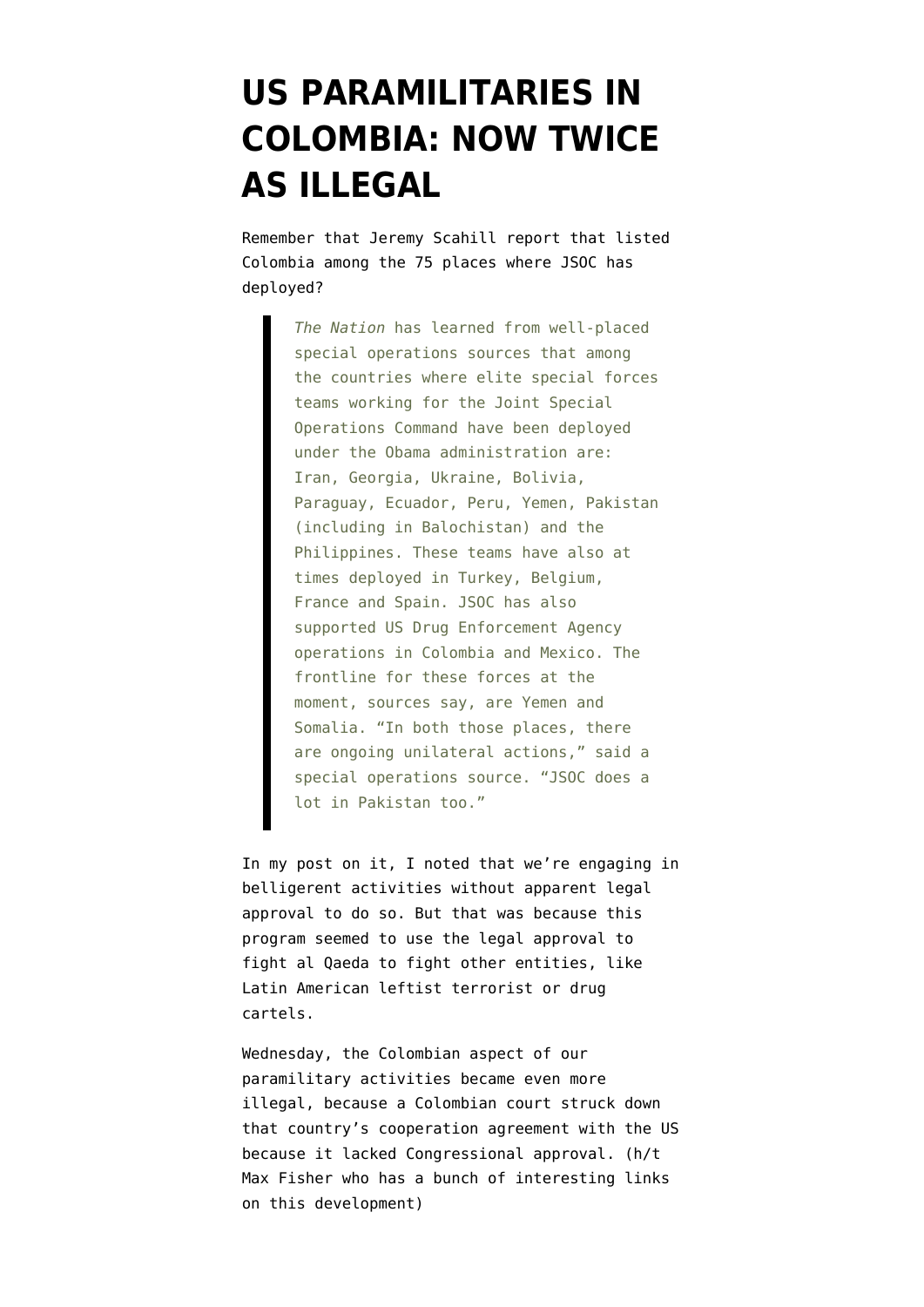# US PARAMILITARIES IN COLOMBIA: NOW TWICE AS ILLEGAL

Remember that Jeremy Scahill report that listed Colombia among the 75 places where JSOC has deployed?

> *The Nation* has learned from well-placed special operations sources that among the countries where elite special forces teams working for the Joint Special Operations Command have been deployed under the Obama administration are: Iran, Georgia, Ukraine, Bolivia, Paraguay, Ecuador, Peru, Yemen, Pakistan (including in Balochistan) and the Philippines. These teams have also at times deployed in Turkey, Belgium, France and Spain. JSOC has also supported US Drug Enforcement Agency operations in Colombia and Mexico. The frontline for these forces at the moment, sources say, are Yemen and Somalia. "In both those places, there are ongoing unilateral actions," said a special operations source. "JSOC does a lot in Pakistan too."

In my post on it, I noted that we're engaging in belligerent activities without apparent legal approval to do so. But that was because this program seemed to use the legal approval to fight al Qaeda to fight other entities, like Latin American leftist terrorist or drug cartels.

Wednesday, the Colombian aspect of our paramilitary activities became even more illegal, because a Colombian court struck down that country's cooperation agreement with the US because it lacked Congressional approval. (h/t Max Fisher who has a bunch of interesting links on this development)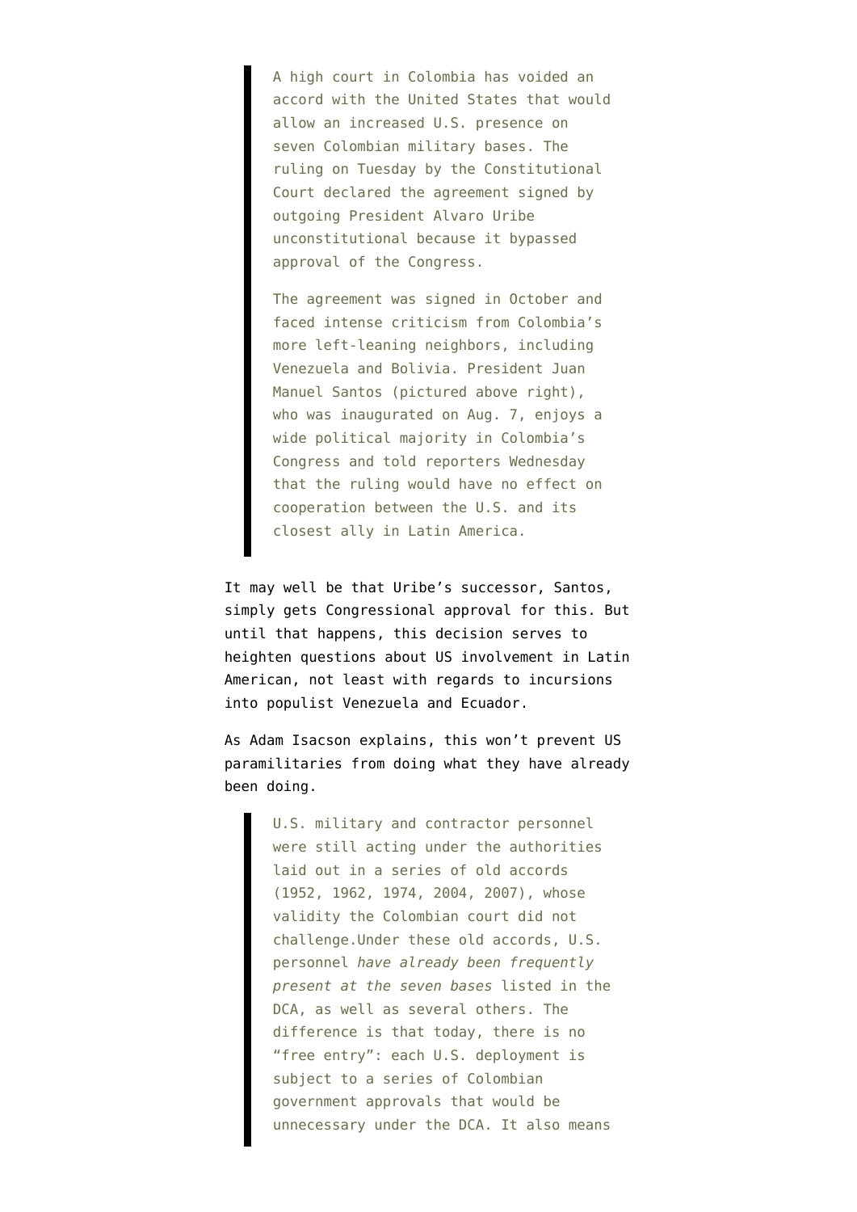> A high court in Colombia has voided an accord with the United States that would allow an increased U.S. presence on seven Colombian military bases. The ruling on Tuesday by the Constitutional Court declared the agreement signed by outgoing President Alvaro Uribe unconstitutional because it bypassed approval of the Congress.
>
> The agreement was signed in October and faced intense criticism from Colombia's more left-leaning neighbors, including Venezuela and Bolivia. President Juan Manuel Santos (pictured above right), who was inaugurated on Aug. 7, enjoys a wide political majority in Colombia's Congress and told reporters Wednesday that the ruling would have no effect on cooperation between the U.S. and its closest ally in Latin America.

It may well be that Uribe's successor, Santos, simply gets Congressional approval for this. But until that happens, this decision serves to heighten questions about US involvement in Latin American, not least with regards to incursions into populist Venezuela and Ecuador.

As Adam Isacson explains, this won't prevent US paramilitaries from doing what they have already been doing.

> U.S. military and contractor personnel were still acting under the authorities laid out in a series of old accords (1952, 1962, 1974, 2004, 2007), whose validity the Colombian court did not challenge.Under these old accords, U.S. personnel *have already been frequently present at the seven bases* listed in the DCA, as well as several others. The difference is that today, there is no "free entry": each U.S. deployment is subject to a series of Colombian government approvals that would be unnecessary under the DCA. It also means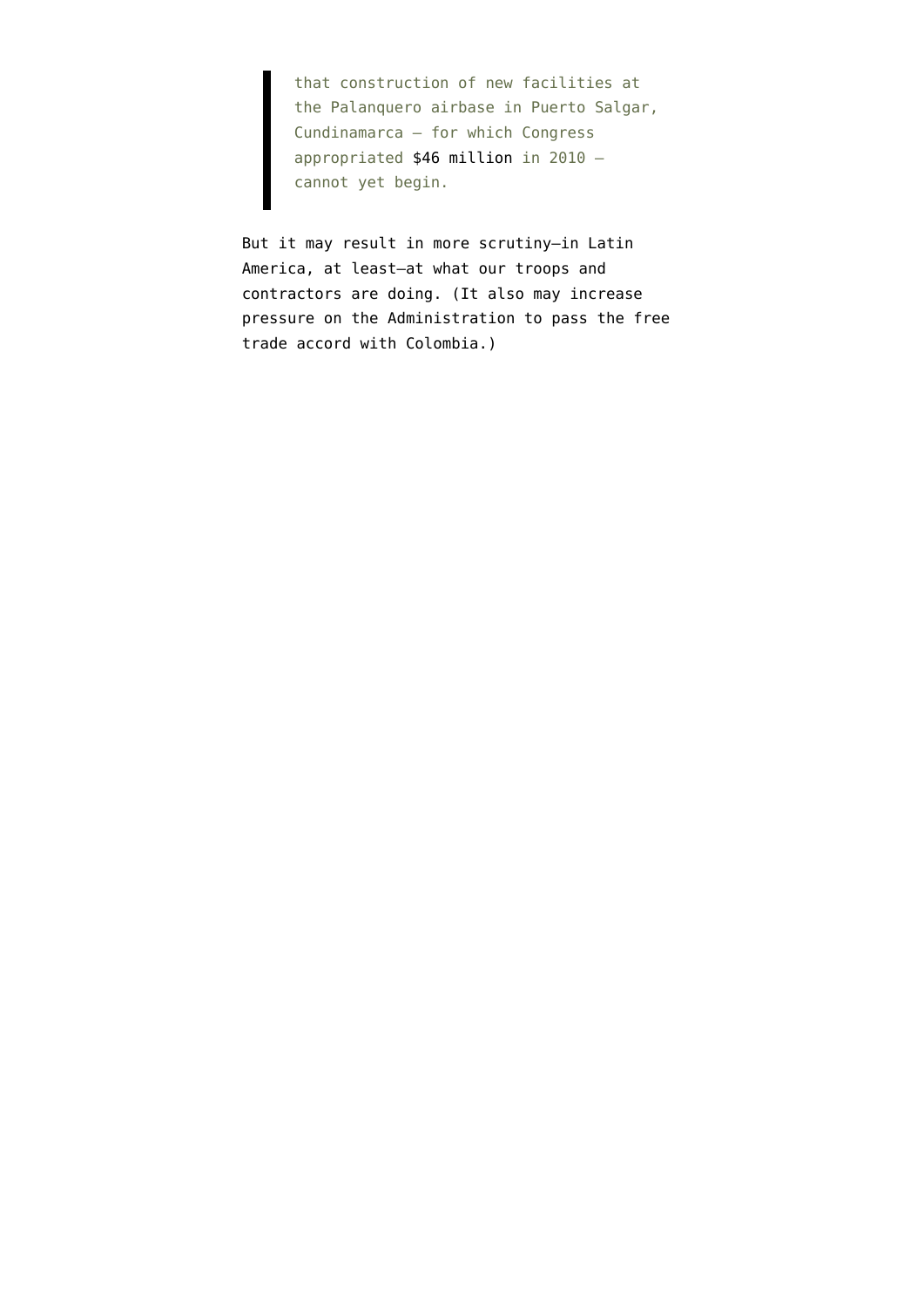> that construction of new facilities at the Palanquero airbase in Puerto Salgar, Cundinamarca — for which Congress appropriated $46 million in 2010 — cannot yet begin.

But it may result in more scrutiny—in Latin America, at least—at what our troops and contractors are doing. (It also may increase pressure on the Administration to pass the free trade accord with Colombia.)